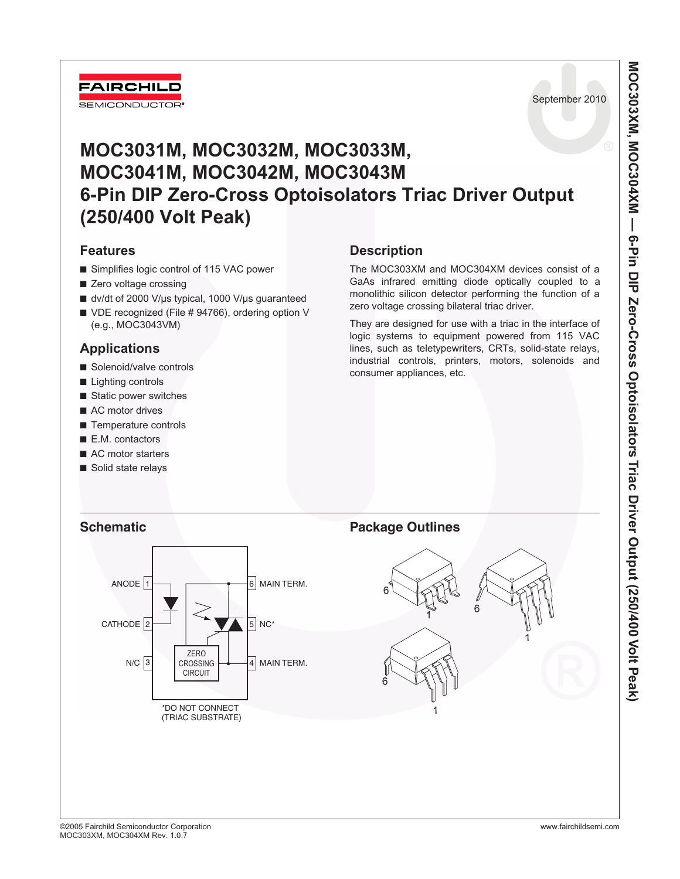September 2010

# MOC3031M, MOC3032M, MOC3033M, MOC3041M, MOC3042M, MOC3043M 6-Pin DIP Zero-Cross Optoisolators Triac Driver Output (250/400 Volt Peak)

## Features

- Simplifies logic control of 115 VAC power
- Zero voltage crossing
- dv/dt of 2000 V/µs typical, 1000 V/µs guaranteed
- VDE recognized (File # 94766), ordering option V (e.g., MOC3043VM)

## Applications

- Solenoid/valve controls
- Lighting controls
- Static power switches
- AC motor drives
- Temperature controls
- E.M. contactors
- AC motor starters
- Solid state relays

## Description

The MOC303XM and MOC304XM devices consist of a GaAs infrared emitting diode optically coupled to a monolithic silicon detector performing the function of a zero voltage crossing bilateral triac driver.

They are designed for use with a triac in the interface of logic systems to equipment powered from 115 VAC lines, such as teletypewriters, CRTs, solid-state relays, industrial controls, printers, motors, solenoids and consumer appliances, etc.

## Schematic

ANODE 1 — 6 MAIN TERM.

CATHODE 2 — 5 NC*

N/C 3 — 4 MAIN TERM.

ZERO CROSSING CIRCUIT

*DO NOT CONNECT (TRIAC SUBSTRATE)

## Package Outlines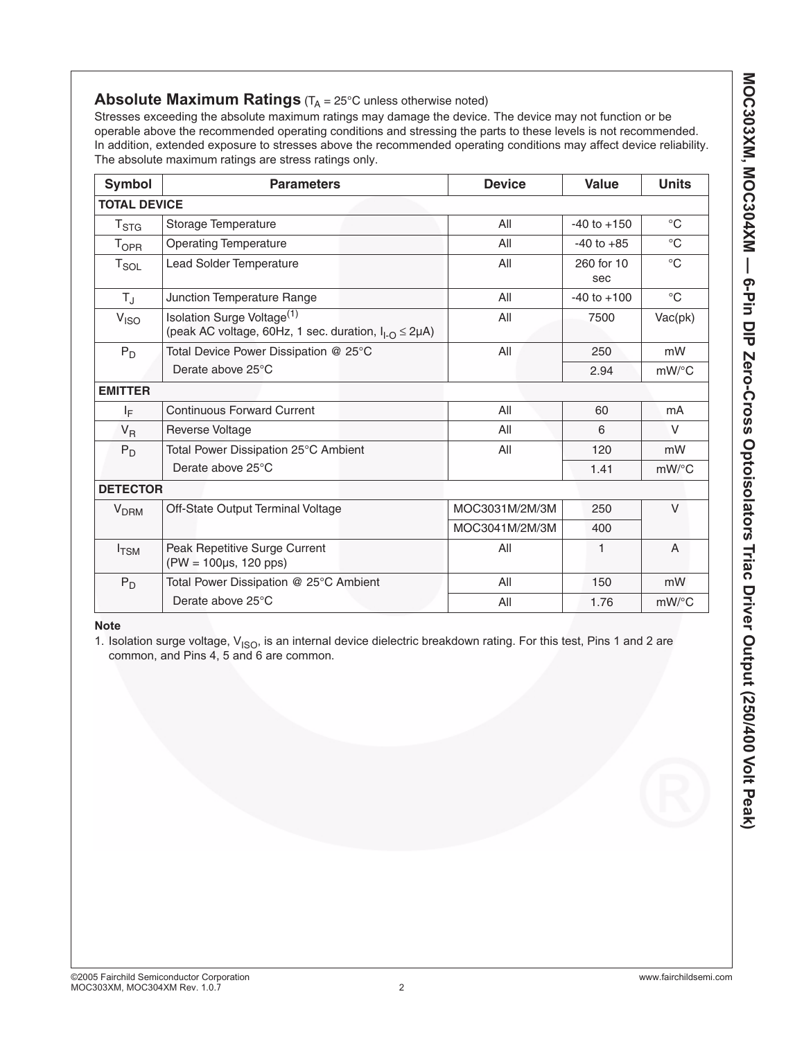## Absolute Maximum Ratings ($T_A$ = 25°C unless otherwise noted)

Stresses exceeding the absolute maximum ratings may damage the device. The device may not function or be operable above the recommended operating conditions and stressing the parts to these levels is not recommended. In addition, extended exposure to stresses above the recommended operating conditions may affect device reliability. The absolute maximum ratings are stress ratings only.

| Symbol | Parameters | Device | Value | Units |
|---|---|---|---|---|
| **TOTAL DEVICE** | | | | |
| $T_{STG}$ | Storage Temperature | All | -40 to +150 | °C |
| $T_{OPR}$ | Operating Temperature | All | -40 to +85 | °C |
| $T_{SOL}$ | Lead Solder Temperature | All | 260 for 10 sec | °C |
| $T_J$ | Junction Temperature Range | All | -40 to +100 | °C |
| $V_{ISO}$ | Isolation Surge Voltage[1] (peak AC voltage, 60Hz, 1 sec. duration, $I_{I-O} \leq 2\mu A$) | All | 7500 | Vac(pk) |
| $P_D$ | Total Device Power Dissipation @ 25°C | All | 250 | mW |
| | Derate above 25°C | | 2.94 | mW/°C |
| **EMITTER** | | | | |
| $I_F$ | Continuous Forward Current | All | 60 | mA |
| $V_R$ | Reverse Voltage | All | 6 | V |
| $P_D$ | Total Power Dissipation 25°C Ambient | All | 120 | mW |
| | Derate above 25°C | | 1.41 | mW/°C |
| **DETECTOR** | | | | |
| $V_{DRM}$ | Off-State Output Terminal Voltage | MOC3031M/2M/3M | 250 | V |
| | | MOC3041M/2M/3M | 400 | |
| $I_{TSM}$ | Peak Repetitive Surge Current (PW = 100µs, 120 pps) | All | 1 | A |
| $P_D$ | Total Power Dissipation @ 25°C Ambient | All | 150 | mW |
| | Derate above 25°C | All | 1.76 | mW/°C |

**Note**

1. Isolation surge voltage, $V_{ISO}$, is an internal device dielectric breakdown rating. For this test, Pins 1 and 2 are common, and Pins 4, 5 and 6 are common.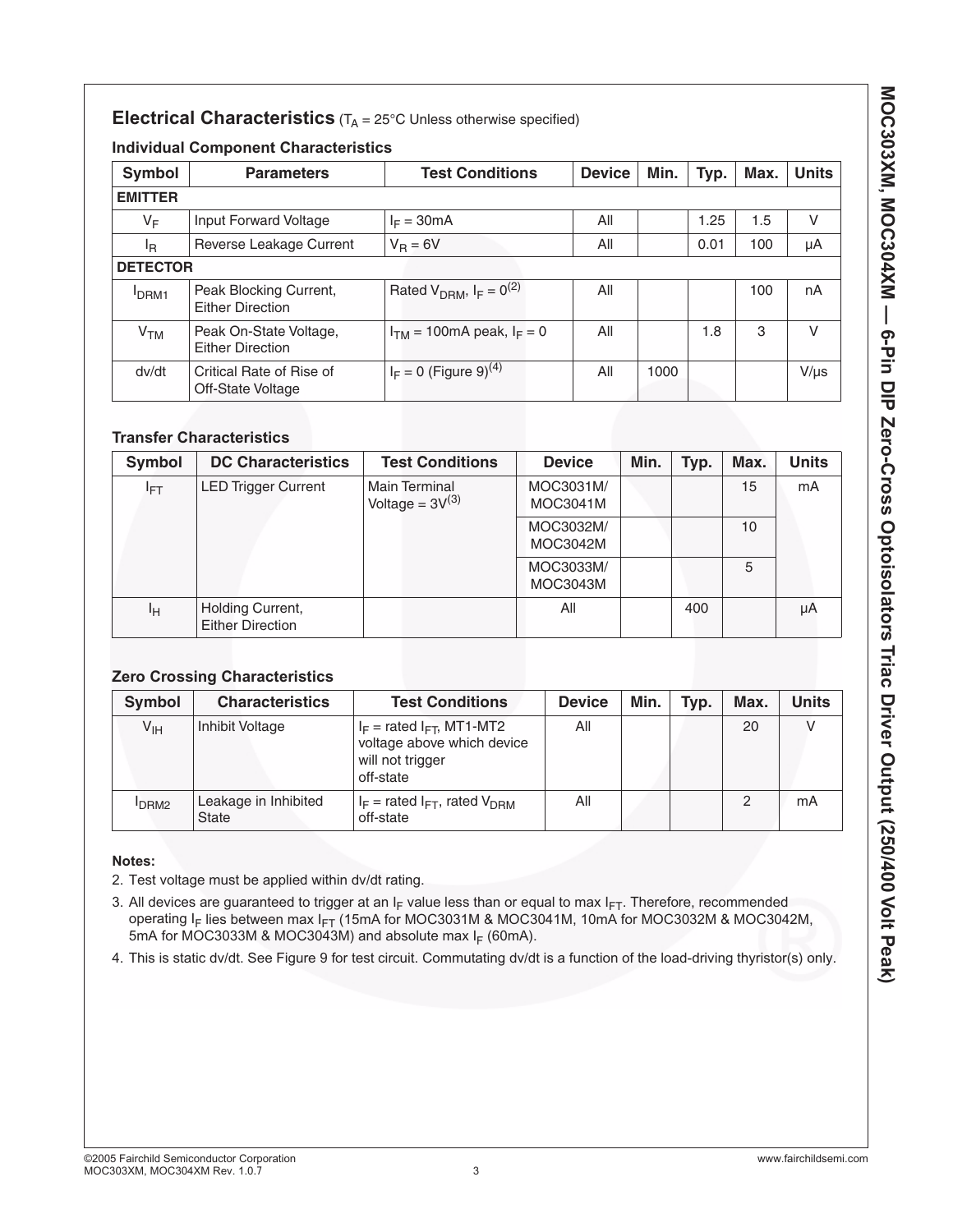## Electrical Characteristics ($T_A$ = 25°C Unless otherwise specified)

### Individual Component Characteristics

| Symbol | Parameters | Test Conditions | Device | Min. | Typ. | Max. | Units |
|---|---|---|---|---|---|---|---|
| **EMITTER** | | | | | | | |
| $V_F$ | Input Forward Voltage | $I_F$ = 30mA | All | | 1.25 | 1.5 | V |
| $I_R$ | Reverse Leakage Current | $V_R$ = 6V | All | | 0.01 | 100 | µA |
| **DETECTOR** | | | | | | | |
| $I_{DRM1}$ | Peak Blocking Current, Either Direction | Rated $V_{DRM}$, $I_F$ = 0[2] | All | | | 100 | nA |
| $V_{TM}$ | Peak On-State Voltage, Either Direction | $I_{TM}$ = 100mA peak, $I_F$ = 0 | All | | 1.8 | 3 | V |
| dv/dt | Critical Rate of Rise of Off-State Voltage | $I_F$ = 0 (Figure 9)[4] | All | 1000 | | | V/µs |

### Transfer Characteristics

| Symbol | DC Characteristics | Test Conditions | Device | Min. | Typ. | Max. | Units |
|---|---|---|---|---|---|---|---|
| $I_{FT}$ | LED Trigger Current | Main Terminal Voltage = 3V[3] | MOC3031M/ MOC3041M | | | 15 | mA |
| | | | MOC3032M/ MOC3042M | | | 10 | |
| | | | MOC3033M/ MOC3043M | | | 5 | |
| $I_H$ | Holding Current, Either Direction | | All | | 400 | | µA |

### Zero Crossing Characteristics

| Symbol | Characteristics | Test Conditions | Device | Min. | Typ. | Max. | Units |
|---|---|---|---|---|---|---|---|
| $V_{IH}$ | Inhibit Voltage | $I_F$ = rated $I_{FT}$, MT1-MT2 voltage above which device will not trigger off-state | All | | | 20 | V |
| $I_{DRM2}$ | Leakage in Inhibited State | $I_F$ = rated $I_{FT}$, rated $V_{DRM}$ off-state | All | | | 2 | mA |

**Notes:**

2. Test voltage must be applied within dv/dt rating.
3. All devices are guaranteed to trigger at an $I_F$ value less than or equal to max $I_{FT}$. Therefore, recommended operating $I_F$ lies between max $I_{FT}$ (15mA for MOC3031M & MOC3041M, 10mA for MOC3032M & MOC3042M, 5mA for MOC3033M & MOC3043M) and absolute max $I_F$ (60mA).
4. This is static dv/dt. See Figure 9 for test circuit. Commutating dv/dt is a function of the load-driving thyristor(s) only.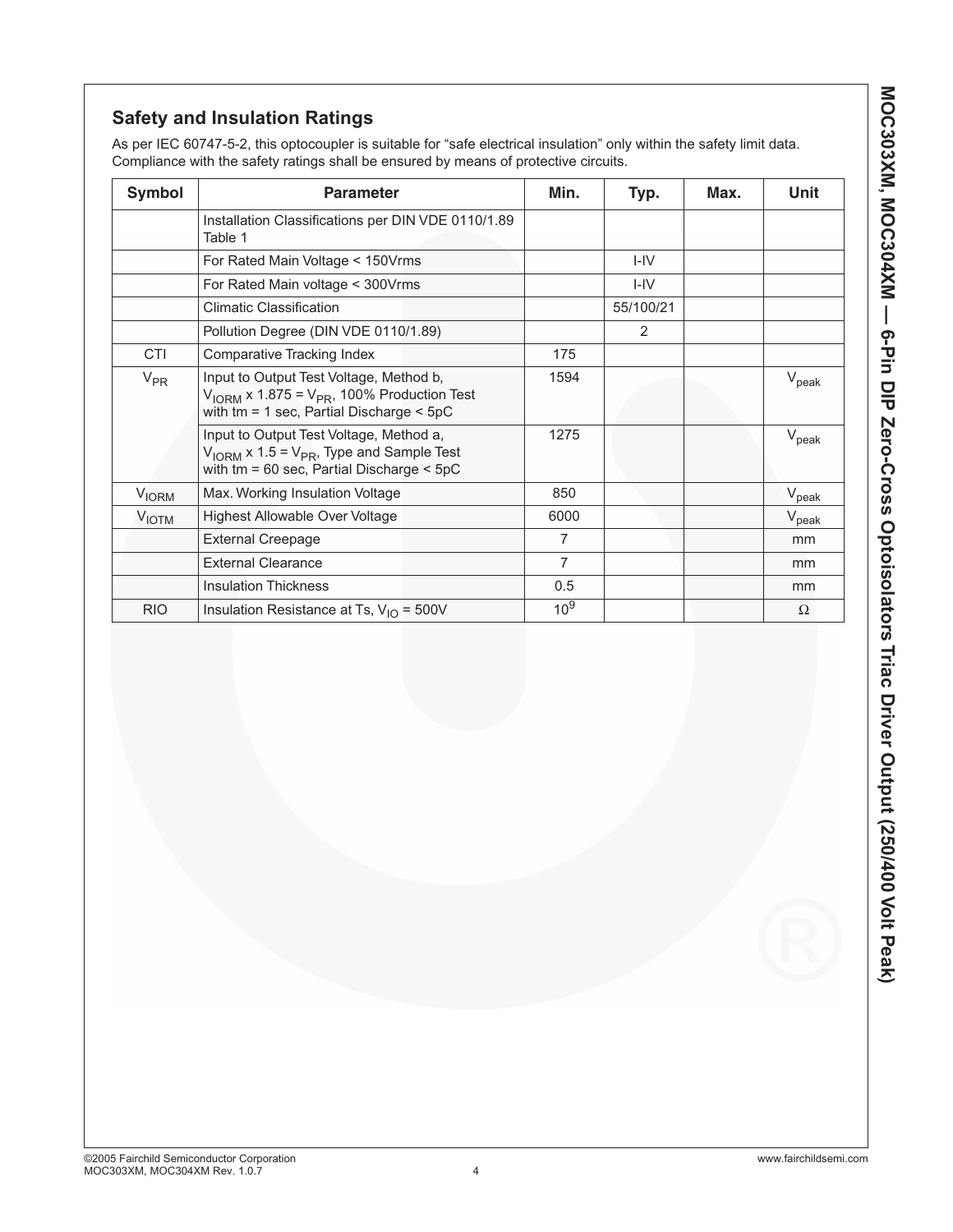## Safety and Insulation Ratings

As per IEC 60747-5-2, this optocoupler is suitable for "safe electrical insulation" only within the safety limit data. Compliance with the safety ratings shall be ensured by means of protective circuits.

| Symbol | Parameter | Min. | Typ. | Max. | Unit |
|---|---|---|---|---|---|
| | Installation Classifications per DIN VDE 0110/1.89 Table 1 | | | | |
| | For Rated Main Voltage < 150Vrms | | I-IV | | |
| | For Rated Main voltage < 300Vrms | | I-IV | | |
| | Climatic Classification | | 55/100/21 | | |
| | Pollution Degree (DIN VDE 0110/1.89) | | 2 | | |
| CTI | Comparative Tracking Index | 175 | | | |
| $V_{PR}$ | Input to Output Test Voltage, Method b, $V_{IORM}$ x 1.875 = $V_{PR}$, 100% Production Test with tm = 1 sec, Partial Discharge < 5pC | 1594 | | | $V_{peak}$ |
| | Input to Output Test Voltage, Method a, $V_{IORM}$ x 1.5 = $V_{PR}$, Type and Sample Test with tm = 60 sec, Partial Discharge < 5pC | 1275 | | | $V_{peak}$ |
| $V_{IORM}$ | Max. Working Insulation Voltage | 850 | | | $V_{peak}$ |
| $V_{IOTM}$ | Highest Allowable Over Voltage | 6000 | | | $V_{peak}$ |
| | External Creepage | 7 | | | mm |
| | External Clearance | 7 | | | mm |
| | Insulation Thickness | 0.5 | | | mm |
| RIO | Insulation Resistance at Ts, $V_{IO}$ = 500V | $10^9$ | | | Ω |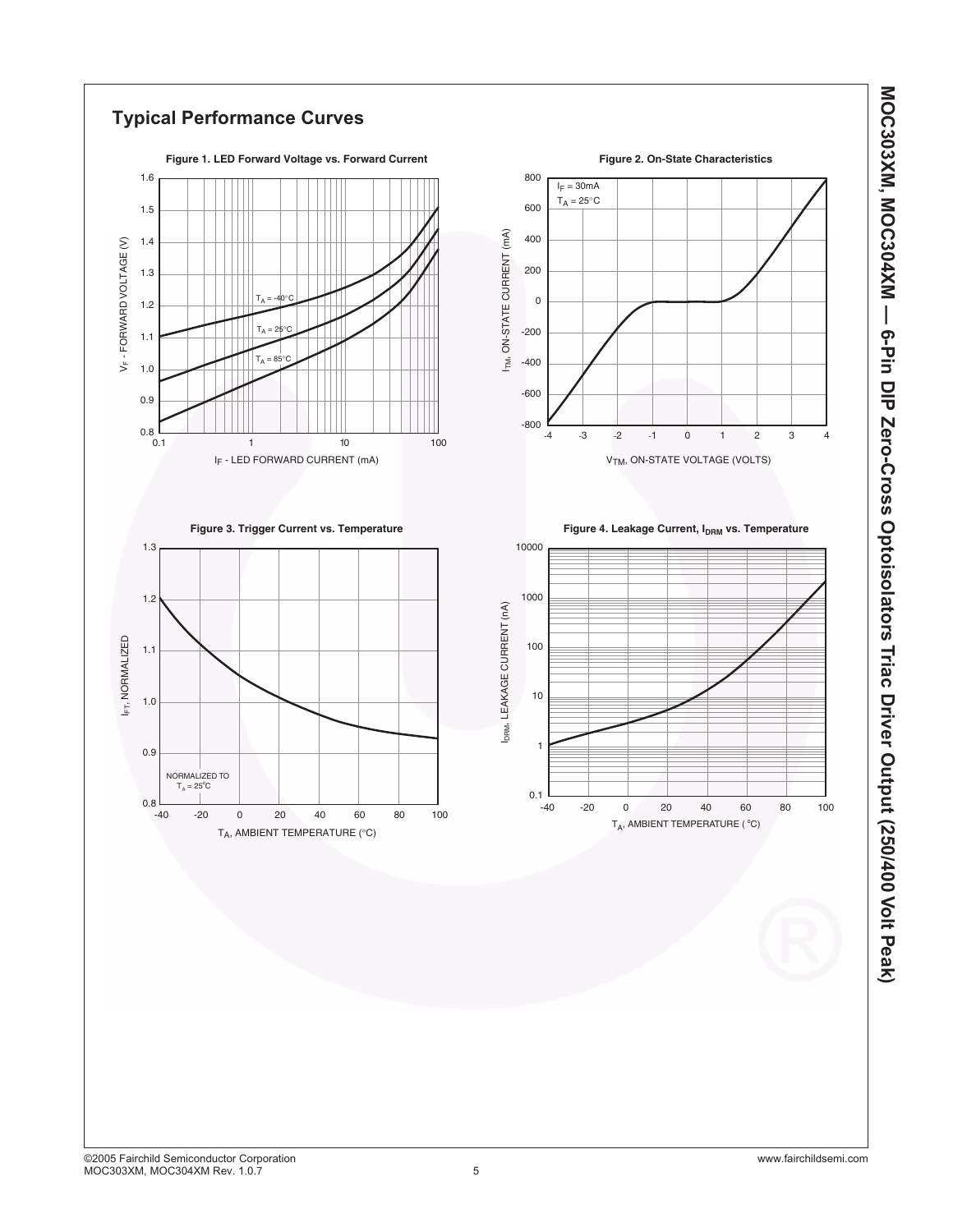## Typical Performance Curves

**Figure 1. LED Forward Voltage vs. Forward Current**

**Figure 2. On-State Characteristics**

**Figure 3. Trigger Current vs. Temperature**

**Figure 4. Leakage Current, $I_{DRM}$ vs. Temperature**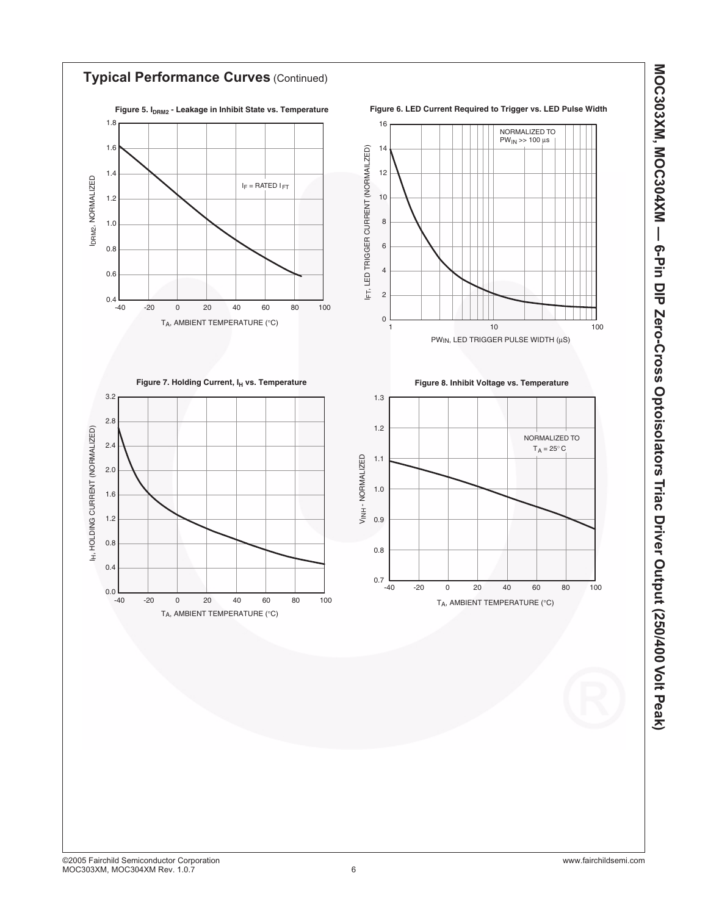## Typical Performance Curves (Continued)

**Figure 5. $I_{DRM2}$ - Leakage in Inhibit State vs. Temperature**

$I_{DRM2}$, NORMALIZED

$I_F$ = RATED $I_{FT}$

$T_A$, AMBIENT TEMPERATURE (°C)

**Figure 6. LED Current Required to Trigger vs. LED Pulse Width**

NORMALIZED TO $PW_{IN}$ >> 100 µs

$I_{FT}$, LED TRIGGER CURRENT (NORMAILZED)

$PW_{IN}$, LED TRIGGER PULSE WIDTH (µS)

**Figure 7. Holding Current, $I_H$ vs. Temperature**

$I_H$, HOLDING CURRENT (NORMALIZED)

$T_A$, AMBIENT TEMPERATURE (°C)

**Figure 8. Inhibit Voltage vs. Temperature**

NORMALIZED TO $T_A$ = 25° C

$V_{INH}$ - NORMALIZED

$T_A$, AMBIENT TEMPERATURE (°C)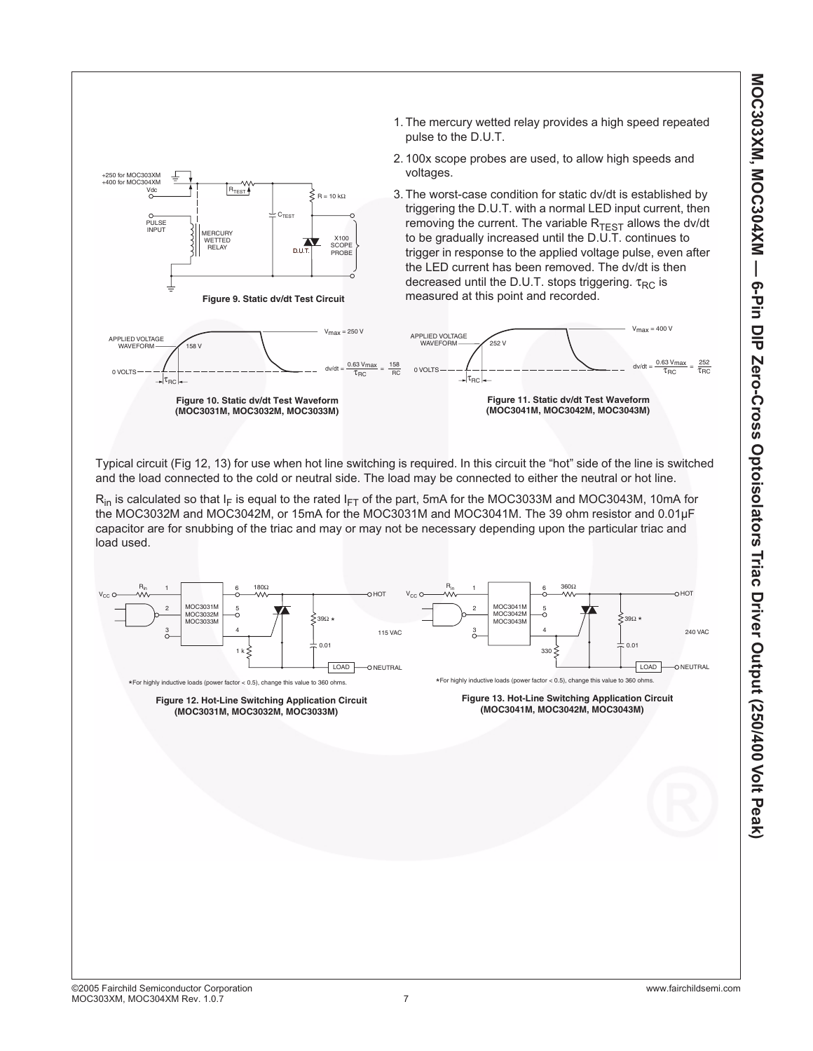1. The mercury wetted relay provides a high speed repeated pulse to the D.U.T.
2. 100x scope probes are used, to allow high speeds and voltages.
3. The worst-case condition for static dv/dt is established by triggering the D.U.T. with a normal LED input current, then removing the current. The variable $R_{TEST}$ allows the dv/dt to be gradually increased until the D.U.T. continues to trigger in response to the applied voltage pulse, even after the LED current has been removed. The dv/dt is then decreased until the D.U.T. stops triggering. $\tau_{RC}$ is measured at this point and recorded.

**Figure 9. Static dv/dt Test Circuit**

$$dv/dt = \frac{0.63\ V_{max}}{\tau_{RC}} = \frac{158}{\tau_{RC}}$$

**Figure 10. Static dv/dt Test Waveform (MOC3031M, MOC3032M, MOC3033M)**

$$dv/dt = \frac{0.63\ V_{max}}{\tau_{RC}} = \frac{252}{\tau_{RC}}$$

**Figure 11. Static dv/dt Test Waveform (MOC3041M, MOC3042M, MOC3043M)**

Typical circuit (Fig 12, 13) for use when hot line switching is required. In this circuit the “hot” side of the line is switched and the load connected to the cold or neutral side. The load may be connected to either the neutral or hot line.

$R_{in}$ is calculated so that $I_F$ is equal to the rated $I_{FT}$ of the part, 5mA for the MOC3033M and MOC3043M, 10mA for the MOC3032M and MOC3042M, or 15mA for the MOC3031M and MOC3041M. The 39 ohm resistor and 0.01μF capacitor are for snubbing of the triac and may or may not be necessary depending upon the particular triac and load used.

∗For highly inductive loads (power factor < 0.5), change this value to 360 ohms.

**Figure 12. Hot-Line Switching Application Circuit (MOC3031M, MOC3032M, MOC3033M)**

∗For highly inductive loads (power factor < 0.5), change this value to 360 ohms.

**Figure 13. Hot-Line Switching Application Circuit (MOC3041M, MOC3042M, MOC3043M)**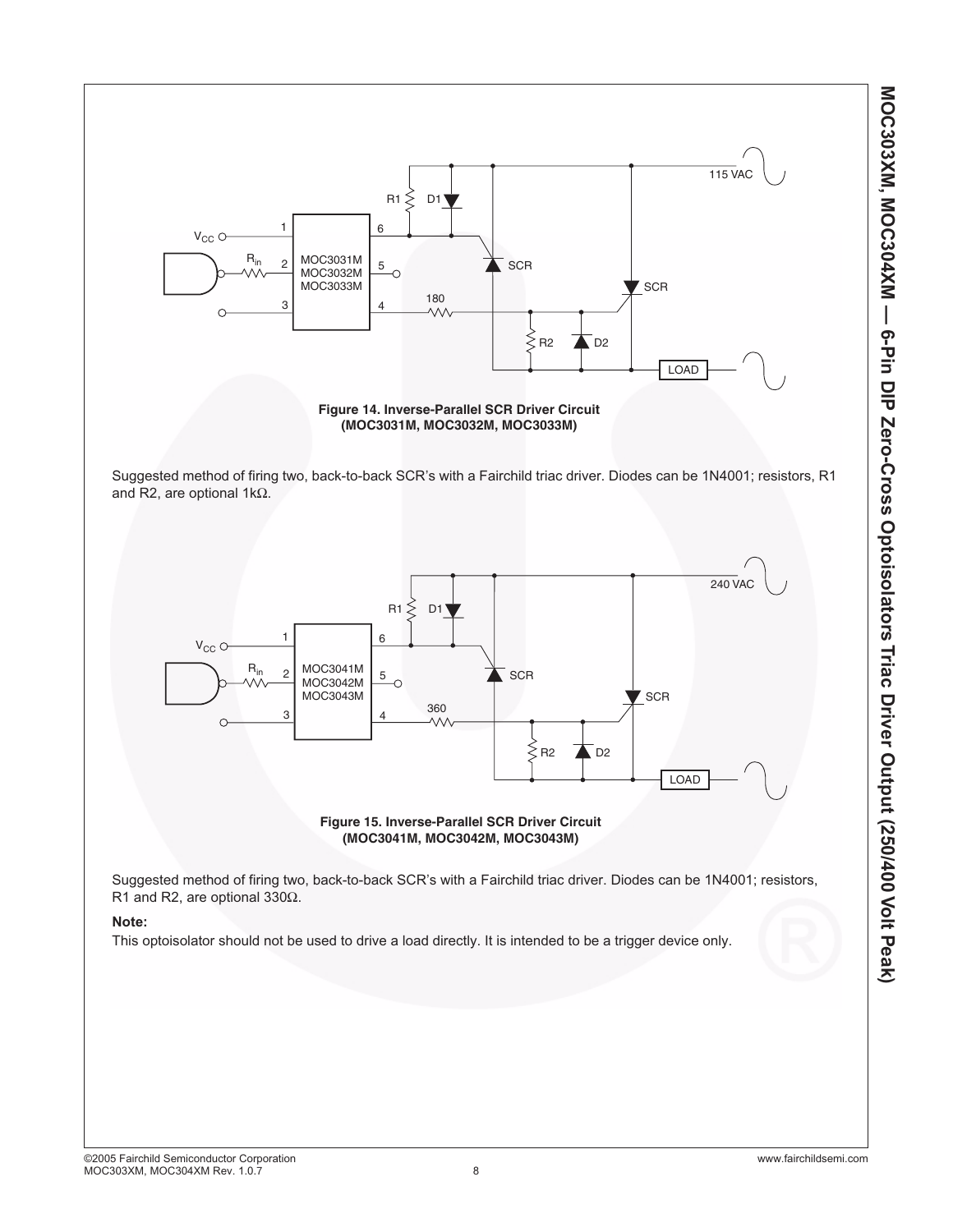**Figure 14. Inverse-Parallel SCR Driver Circuit (MOC3031M, MOC3032M, MOC3033M)**

Suggested method of firing two, back-to-back SCR's with a Fairchild triac driver. Diodes can be 1N4001; resistors, R1 and R2, are optional 1kΩ.

**Figure 15. Inverse-Parallel SCR Driver Circuit (MOC3041M, MOC3042M, MOC3043M)**

Suggested method of firing two, back-to-back SCR's with a Fairchild triac driver. Diodes can be 1N4001; resistors, R1 and R2, are optional 330Ω.

**Note:**

This optoisolator should not be used to drive a load directly. It is intended to be a trigger device only.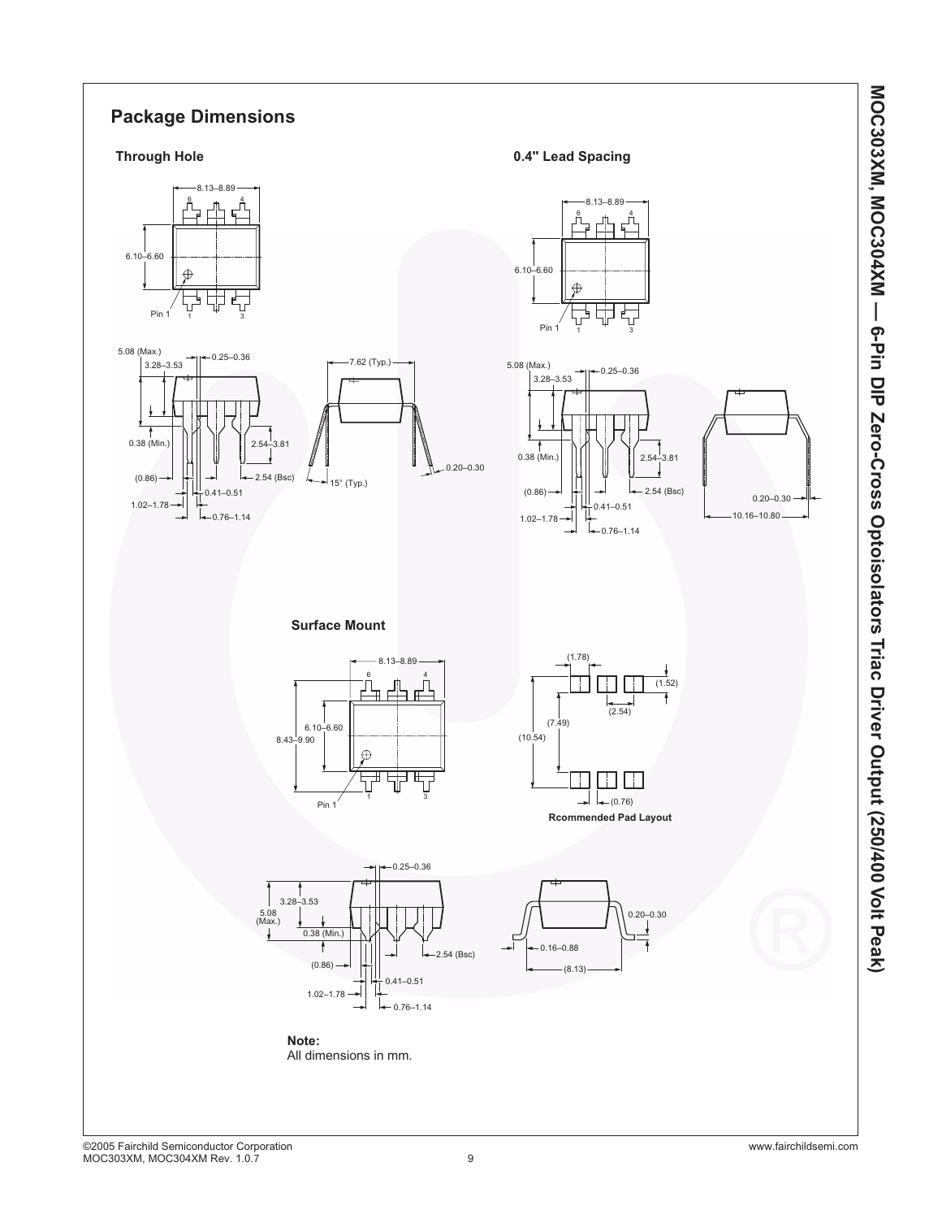## Package Dimensions

### Through Hole

### 0.4" Lead Spacing

### Surface Mount

Rcommended Pad Layout

**Note:**
All dimensions in mm.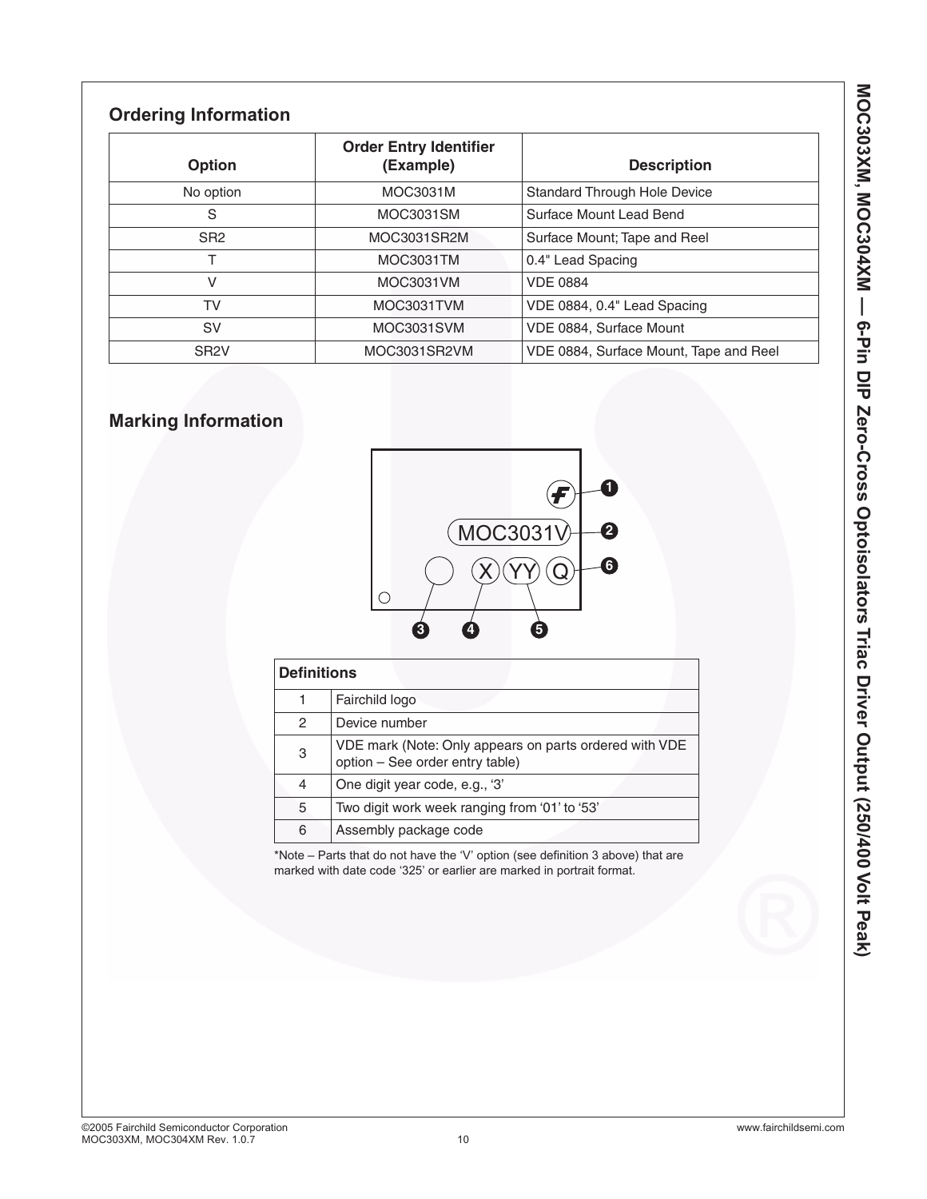## Ordering Information

| Option | Order Entry Identifier (Example) | Description |
|---|---|---|
| No option | MOC3031M | Standard Through Hole Device |
| S | MOC3031SM | Surface Mount Lead Bend |
| SR2 | MOC3031SR2M | Surface Mount; Tape and Reel |
| T | MOC3031TM | 0.4" Lead Spacing |
| V | MOC3031VM | VDE 0884 |
| TV | MOC3031TVM | VDE 0884, 0.4" Lead Spacing |
| SV | MOC3031SVM | VDE 0884, Surface Mount |
| SR2V | MOC3031SR2VM | VDE 0884, Surface Mount, Tape and Reel |

## Marking Information

| Definitions | |
|---|---|
| 1 | Fairchild logo |
| 2 | Device number |
| 3 | VDE mark (Note: Only appears on parts ordered with VDE option – See order entry table) |
| 4 | One digit year code, e.g., '3' |
| 5 | Two digit work week ranging from '01' to '53' |
| 6 | Assembly package code |

*Note – Parts that do not have the 'V' option (see definition 3 above) that are marked with date code '325' or earlier are marked in portrait format.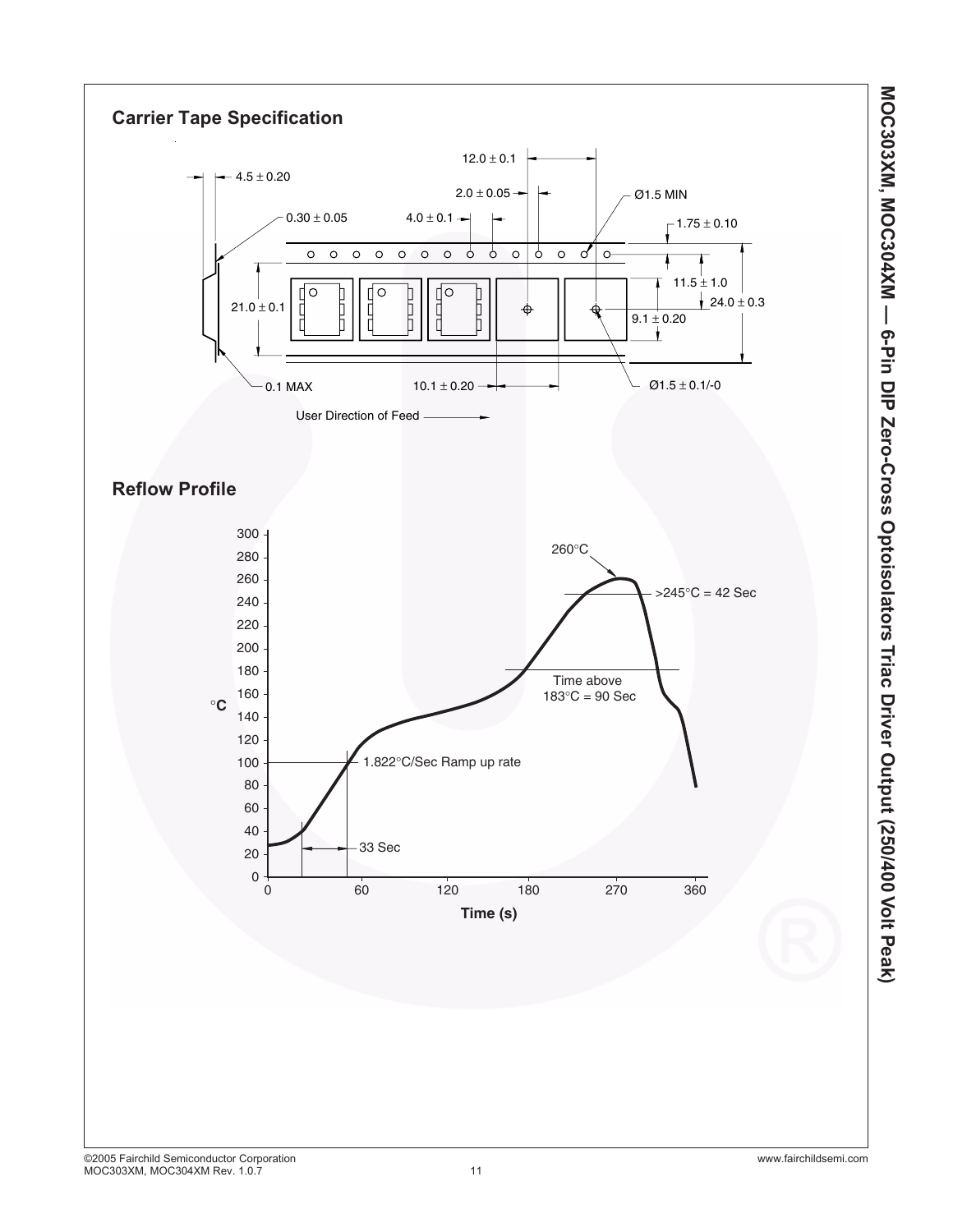## Carrier Tape Specification

4.5 ± 0.20

0.30 ± 0.05

21.0 ± 0.1

0.1 MAX

12.0 ± 0.1

2.0 ± 0.05

4.0 ± 0.1

Ø1.5 MIN

1.75 ± 0.10

11.5 ± 1.0

24.0 ± 0.3

9.1 ± 0.20

10.1 ± 0.20

Ø1.5 ± 0.1/-0

User Direction of Feed

## Reflow Profile

260°C

>245°C = 42 Sec

Time above 183°C = 90 Sec

1.822°C/Sec Ramp up rate

33 Sec

°C

Time (s)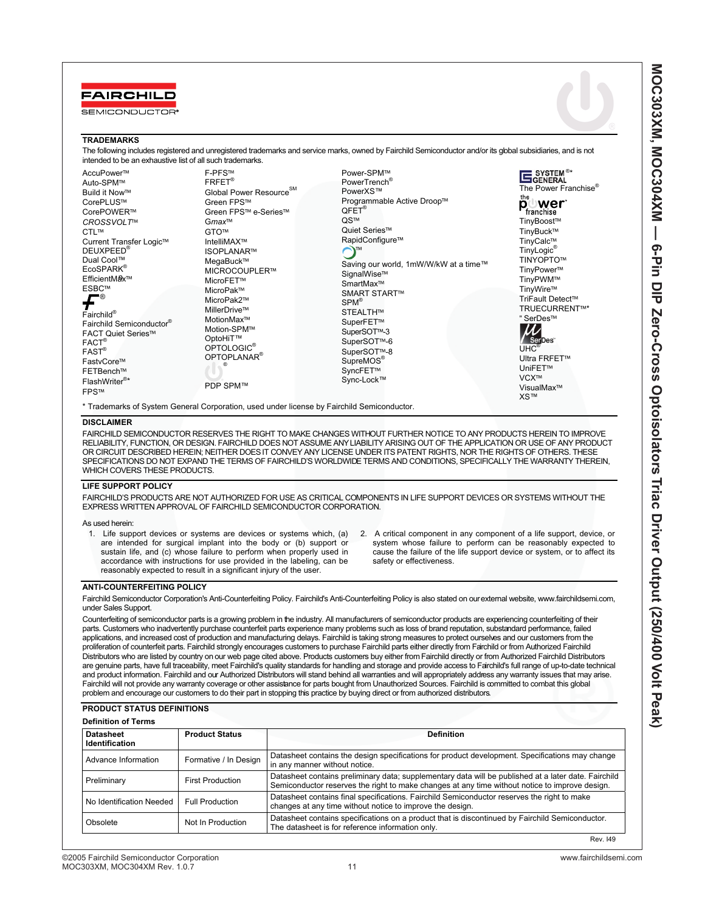## TRADEMARKS

The following includes registered and unregistered trademarks and service marks, owned by Fairchild Semiconductor and/or its global subsidiaries, and is not intended to be an exhaustive list of all such trademarks.

AccuPower™
Auto-SPM™
Build it Now™
CorePLUS™
CorePOWER™
*CROSSVOLT*™
CTL™
Current Transfer Logic™
DEUXPEED®
Dual Cool™
EcoSPARK®
EfficientMax™
ESBC™
®
Fairchild®
Fairchild Semiconductor®
FACT Quiet Series™
FACT®
FAST®
FastvCore™
FETBench™
FlashWriter®*
FPS™

F-PFS™
FRFET®
Global Power Resource℠
Green FPS™
Green FPS™ e-Series™
G*max*™
GTO™
IntelliMAX™
ISOPLANAR™
MegaBuck™
MICROCOUPLER™
MicroFET™
MicroPak™
MicroPak2™
MillerDrive™
MotionMax™
Motion-SPM™
OptoHiT™
OPTOLOGIC®
OPTOPLANAR®
®
PDP SPM™

Power-SPM™
PowerTrench®
PowerXS™
Programmable Active Droop™
QFET®
QS™
Quiet Series™
RapidConfigure™
™
Saving our world, 1mW/W/kW at a time™
SignalWise™
SmartMax™
SMART START™
SPM®
STEALTH™
SuperFET™
SuperSOT™-3
SuperSOT™-6
SuperSOT™-8
SupreMOS®
SyncFET™
Sync-Lock™

SYSTEM GENERAL®*
The Power Franchise®
the power franchise
TinyBoost™
TinyBuck™
TinyCalc™
TinyLogic®
TINYOPTO™
TinyPower™
TinyPWM™
TinyWire™
TriFault Detect™
TRUECURRENT™*
μSerDes™
SerDes
UHC®
Ultra FRFET™
UniFET™
VCX™
VisualMax™
XS™

\* Trademarks of System General Corporation, used under license by Fairchild Semiconductor.

## DISCLAIMER

FAIRCHILD SEMICONDUCTOR RESERVES THE RIGHT TO MAKE CHANGES WITHOUT FURTHER NOTICE TO ANY PRODUCTS HEREIN TO IMPROVE RELIABILITY, FUNCTION, OR DESIGN. FAIRCHILD DOES NOT ASSUME ANY LIABILITY ARISING OUT OF THE APPLICATION OR USE OF ANY PRODUCT OR CIRCUIT DESCRIBED HEREIN; NEITHER DOES IT CONVEY ANY LICENSE UNDER ITS PATENT RIGHTS, NOR THE RIGHTS OF OTHERS. THESE SPECIFICATIONS DO NOT EXPAND THE TERMS OF FAIRCHILD'S WORLDWIDE TERMS AND CONDITIONS, SPECIFICALLY THE WARRANTY THEREIN, WHICH COVERS THESE PRODUCTS.

## LIFE SUPPORT POLICY

FAIRCHILD'S PRODUCTS ARE NOT AUTHORIZED FOR USE AS CRITICAL COMPONENTS IN LIFE SUPPORT DEVICES OR SYSTEMS WITHOUT THE EXPRESS WRITTEN APPROVAL OF FAIRCHILD SEMICONDUCTOR CORPORATION.

As used herein:

1. Life support devices or systems are devices or systems which, (a) are intended for surgical implant into the body or (b) support or sustain life, and (c) whose failure to perform when properly used in accordance with instructions for use provided in the labeling, can be reasonably expected to result in a significant injury of the user.
2. A critical component in any component of a life support, device, or system whose failure to perform can be reasonably expected to cause the failure of the life support device or system, or to affect its safety or effectiveness.

## ANTI-COUNTERFEITING POLICY

Fairchild Semiconductor Corporation's Anti-Counterfeiting Policy. Fairchild's Anti-Counterfeiting Policy is also stated on our external website, www.fairchildsemi.com, under Sales Support.

Counterfeiting of semiconductor parts is a growing problem in the industry. All manufacturers of semiconductor products are experiencing counterfeiting of their parts. Customers who inadvertently purchase counterfeit parts experience many problems such as loss of brand reputation, substandard performance, failed applications, and increased cost of production and manufacturing delays. Fairchild is taking strong measures to protect ourselves and our customers from the proliferation of counterfeit parts. Fairchild strongly encourages customers to purchase Fairchild parts either directly from Fairchild or from Authorized Fairchild Distributors who are listed by country on our web page cited above. Products customers buy either from Fairchild directly or from Authorized Fairchild Distributors are genuine parts, have full traceability, meet Fairchild's quality standards for handling and storage and provide access to Fairchild's full range of up-to-date technical and product information. Fairchild and our Authorized Distributors will stand behind all warranties and will appropriately address any warranty issues that may arise. Fairchild will not provide any warranty coverage or other assistance for parts bought from Unauthorized Sources. Fairchild is committed to combat this global problem and encourage our customers to do their part in stopping this practice by buying direct or from authorized distributors.

## PRODUCT STATUS DEFINITIONS

### Definition of Terms

| Datasheet Identification | Product Status | Definition |
|---|---|---|
| Advance Information | Formative / In Design | Datasheet contains the design specifications for product development. Specifications may change in any manner without notice. |
| Preliminary | First Production | Datasheet contains preliminary data; supplementary data will be published at a later date. Fairchild Semiconductor reserves the right to make changes at any time without notice to improve design. |
| No Identification Needed | Full Production | Datasheet contains final specifications. Fairchild Semiconductor reserves the right to make changes at any time without notice to improve the design. |
| Obsolete | Not In Production | Datasheet contains specifications on a product that is discontinued by Fairchild Semiconductor. The datasheet is for reference information only. |

Rev. I49